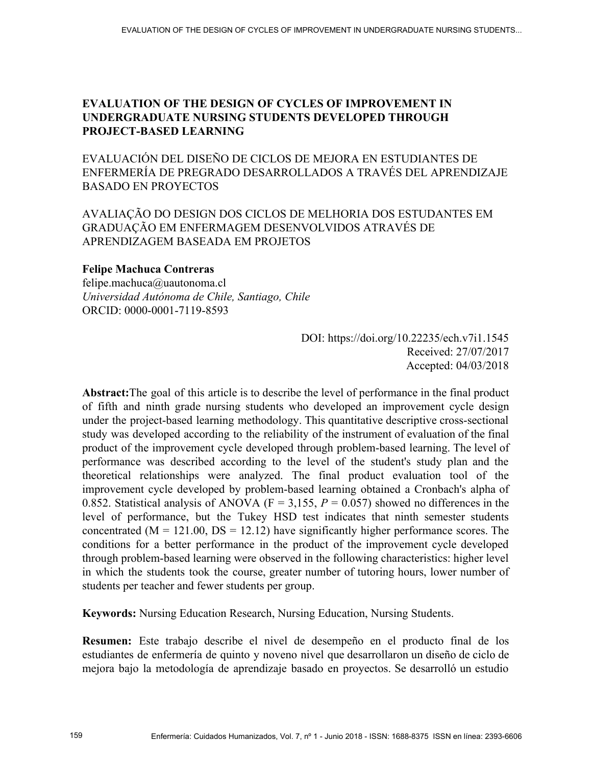# EVALUATION OF THE DESIGN OF CYCLES OF IMPROVEMENT IN UNDERGRADUATE NURSING STUDENTS DEVELOPED THROUGH PROJECT-BASED LEARNING

## EVALUACIÓN DEL DISEÑO DE CICLOS DE MEJORA EN ESTUDIANTES DE ENFERMERÍA DE PREGRADO DESARROLLADOS A TRAVÉS DEL APRENDIZAJE BASADO EN PROYECTOS

## AVALIAÇÃO DO DESIGN DOS CICLOS DE MELHORIA DOS ESTUDANTES EM GRADUAÇÃO EM ENFERMAGEM DESENVOLVIDOS ATRAVÉS DE APRENDIZAGEM BASEADA EM PROJETOS

**Felipe Machuca Contreras**
felipe.machuca@uautonoma.cl
*Universidad Autónoma de Chile, Santiago, Chile*
ORCID: 0000-0001-7119-8593

DOI: https://doi.org/10.22235/ech.v7i1.1545
Received: 27/07/2017
Accepted: 04/03/2018

**Abstract:**The goal of this article is to describe the level of performance in the final product of fifth and ninth grade nursing students who developed an improvement cycle design under the project-based learning methodology. This quantitative descriptive cross-sectional study was developed according to the reliability of the instrument of evaluation of the final product of the improvement cycle developed through problem-based learning. The level of performance was described according to the level of the student's study plan and the theoretical relationships were analyzed. The final product evaluation tool of the improvement cycle developed by problem-based learning obtained a Cronbach's alpha of 0.852. Statistical analysis of ANOVA ($F = 3,155$, $P = 0.057$) showed no differences in the level of performance, but the Tukey HSD test indicates that ninth semester students concentrated ($M = 121.00$, $DS = 12.12$) have significantly higher performance scores. The conditions for a better performance in the product of the improvement cycle developed through problem-based learning were observed in the following characteristics: higher level in which the students took the course, greater number of tutoring hours, lower number of students per teacher and fewer students per group.

**Keywords:** Nursing Education Research, Nursing Education, Nursing Students.

**Resumen:** Este trabajo describe el nivel de desempeño en el producto final de los estudiantes de enfermería de quinto y noveno nivel que desarrollaron un diseño de ciclo de mejora bajo la metodología de aprendizaje basado en proyectos. Se desarrolló un estudio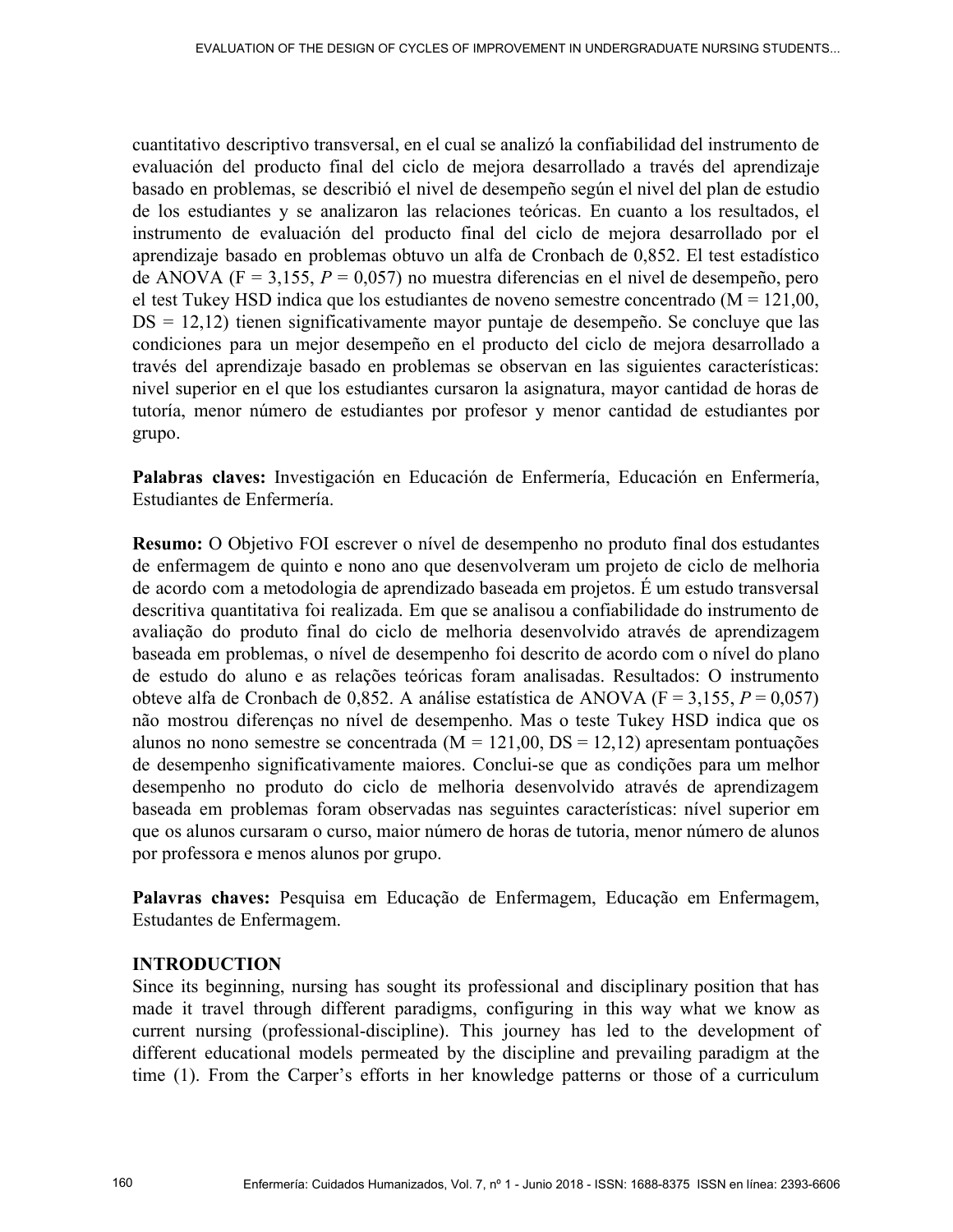cuantitativo descriptivo transversal, en el cual se analizó la confiabilidad del instrumento de evaluación del producto final del ciclo de mejora desarrollado a través del aprendizaje basado en problemas, se describió el nivel de desempeño según el nivel del plan de estudio de los estudiantes y se analizaron las relaciones teóricas. En cuanto a los resultados, el instrumento de evaluación del producto final del ciclo de mejora desarrollado por el aprendizaje basado en problemas obtuvo un alfa de Cronbach de 0,852. El test estadístico de ANOVA (F = 3,155, *P* = 0,057) no muestra diferencias en el nivel de desempeño, pero el test Tukey HSD indica que los estudiantes de noveno semestre concentrado (M = 121,00, DS = 12,12) tienen significativamente mayor puntaje de desempeño. Se concluye que las condiciones para un mejor desempeño en el producto del ciclo de mejora desarrollado a través del aprendizaje basado en problemas se observan en las siguientes características: nivel superior en el que los estudiantes cursaron la asignatura, mayor cantidad de horas de tutoría, menor número de estudiantes por profesor y menor cantidad de estudiantes por grupo.

**Palabras claves:** Investigación en Educación de Enfermería, Educación en Enfermería, Estudiantes de Enfermería.

**Resumo:** O Objetivo FOI escrever o nível de desempenho no produto final dos estudantes de enfermagem de quinto e nono ano que desenvolveram um projeto de ciclo de melhoria de acordo com a metodologia de aprendizado baseada em projetos. É um estudo transversal descritiva quantitativa foi realizada. Em que se analisou a confiabilidade do instrumento de avaliação do produto final do ciclo de melhoria desenvolvido através de aprendizagem baseada em problemas, o nível de desempenho foi descrito de acordo com o nível do plano de estudo do aluno e as relações teóricas foram analisadas. Resultados: O instrumento obteve alfa de Cronbach de 0,852. A análise estatística de ANOVA (F = 3,155, *P* = 0,057) não mostrou diferenças no nível de desempenho. Mas o teste Tukey HSD indica que os alunos no nono semestre se concentrada (M = 121,00, DS = 12,12) apresentam pontuações de desempenho significativamente maiores. Conclui-se que as condições para um melhor desempenho no produto do ciclo de melhoria desenvolvido através de aprendizagem baseada em problemas foram observadas nas seguintes características: nível superior em que os alunos cursaram o curso, maior número de horas de tutoria, menor número de alunos por professora e menos alunos por grupo.

**Palavras chaves:** Pesquisa em Educação de Enfermagem, Educação em Enfermagem, Estudantes de Enfermagem.

## INTRODUCTION

Since its beginning, nursing has sought its professional and disciplinary position that has made it travel through different paradigms, configuring in this way what we know as current nursing (professional-discipline). This journey has led to the development of different educational models permeated by the discipline and prevailing paradigm at the time (1). From the Carper's efforts in her knowledge patterns or those of a curriculum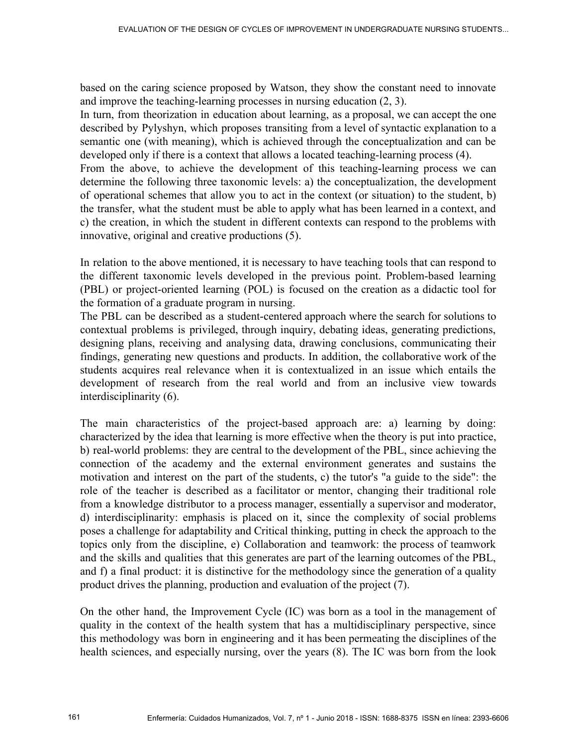based on the caring science proposed by Watson, they show the constant need to innovate and improve the teaching-learning processes in nursing education (2, 3).
In turn, from theorization in education about learning, as a proposal, we can accept the one described by Pylyshyn, which proposes transiting from a level of syntactic explanation to a semantic one (with meaning), which is achieved through the conceptualization and can be developed only if there is a context that allows a located teaching-learning process (4).
From the above, to achieve the development of this teaching-learning process we can determine the following three taxonomic levels: a) the conceptualization, the development of operational schemes that allow you to act in the context (or situation) to the student, b) the transfer, what the student must be able to apply what has been learned in a context, and c) the creation, in which the student in different contexts can respond to the problems with innovative, original and creative productions (5).

In relation to the above mentioned, it is necessary to have teaching tools that can respond to the different taxonomic levels developed in the previous point. Problem-based learning (PBL) or project-oriented learning (POL) is focused on the creation as a didactic tool for the formation of a graduate program in nursing.
The PBL can be described as a student-centered approach where the search for solutions to contextual problems is privileged, through inquiry, debating ideas, generating predictions, designing plans, receiving and analysing data, drawing conclusions, communicating their findings, generating new questions and products. In addition, the collaborative work of the students acquires real relevance when it is contextualized in an issue which entails the development of research from the real world and from an inclusive view towards interdisciplinarity (6).

The main characteristics of the project-based approach are: a) learning by doing: characterized by the idea that learning is more effective when the theory is put into practice, b) real-world problems: they are central to the development of the PBL, since achieving the connection of the academy and the external environment generates and sustains the motivation and interest on the part of the students, c) the tutor's "a guide to the side": the role of the teacher is described as a facilitator or mentor, changing their traditional role from a knowledge distributor to a process manager, essentially a supervisor and moderator, d) interdisciplinarity: emphasis is placed on it, since the complexity of social problems poses a challenge for adaptability and Critical thinking, putting in check the approach to the topics only from the discipline, e) Collaboration and teamwork: the process of teamwork and the skills and qualities that this generates are part of the learning outcomes of the PBL, and f) a final product: it is distinctive for the methodology since the generation of a quality product drives the planning, production and evaluation of the project (7).

On the other hand, the Improvement Cycle (IC) was born as a tool in the management of quality in the context of the health system that has a multidisciplinary perspective, since this methodology was born in engineering and it has been permeating the disciplines of the health sciences, and especially nursing, over the years (8). The IC was born from the look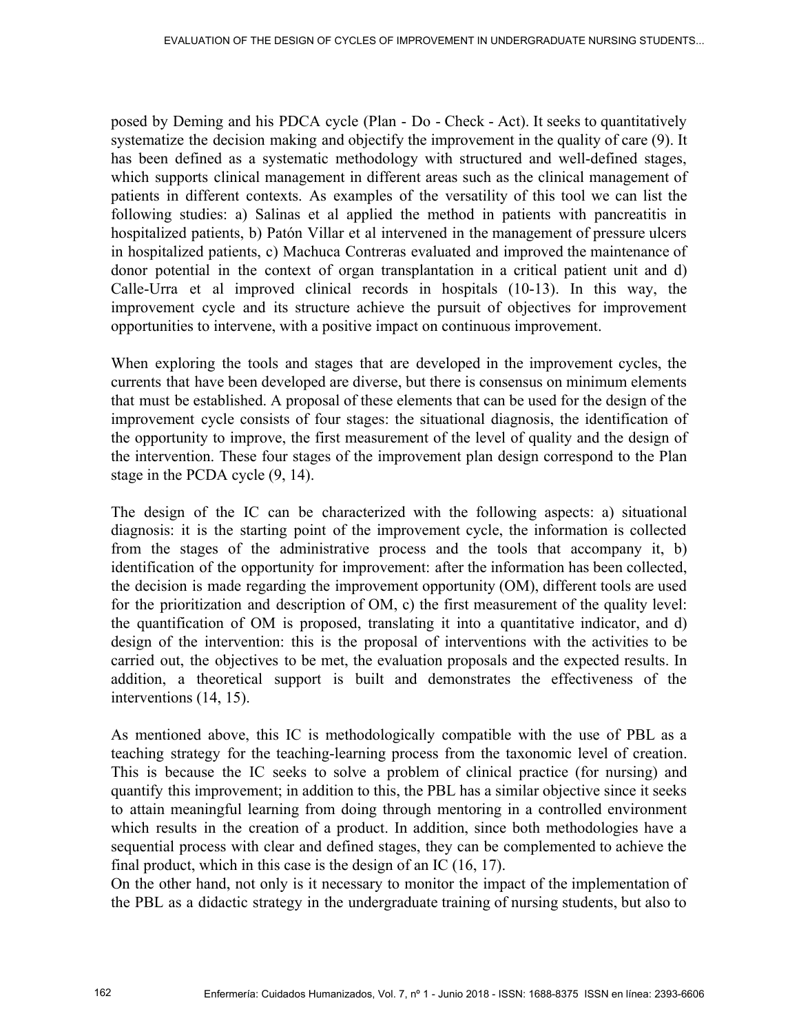posed by Deming and his PDCA cycle (Plan - Do - Check - Act). It seeks to quantitatively systematize the decision making and objectify the improvement in the quality of care (9). It has been defined as a systematic methodology with structured and well-defined stages, which supports clinical management in different areas such as the clinical management of patients in different contexts. As examples of the versatility of this tool we can list the following studies: a) Salinas et al applied the method in patients with pancreatitis in hospitalized patients, b) Patón Villar et al intervened in the management of pressure ulcers in hospitalized patients, c) Machuca Contreras evaluated and improved the maintenance of donor potential in the context of organ transplantation in a critical patient unit and d) Calle-Urra et al improved clinical records in hospitals (10-13). In this way, the improvement cycle and its structure achieve the pursuit of objectives for improvement opportunities to intervene, with a positive impact on continuous improvement.

When exploring the tools and stages that are developed in the improvement cycles, the currents that have been developed are diverse, but there is consensus on minimum elements that must be established. A proposal of these elements that can be used for the design of the improvement cycle consists of four stages: the situational diagnosis, the identification of the opportunity to improve, the first measurement of the level of quality and the design of the intervention. These four stages of the improvement plan design correspond to the Plan stage in the PCDA cycle (9, 14).

The design of the IC can be characterized with the following aspects: a) situational diagnosis: it is the starting point of the improvement cycle, the information is collected from the stages of the administrative process and the tools that accompany it, b) identification of the opportunity for improvement: after the information has been collected, the decision is made regarding the improvement opportunity (OM), different tools are used for the prioritization and description of OM, c) the first measurement of the quality level: the quantification of OM is proposed, translating it into a quantitative indicator, and d) design of the intervention: this is the proposal of interventions with the activities to be carried out, the objectives to be met, the evaluation proposals and the expected results. In addition, a theoretical support is built and demonstrates the effectiveness of the interventions (14, 15).

As mentioned above, this IC is methodologically compatible with the use of PBL as a teaching strategy for the teaching-learning process from the taxonomic level of creation. This is because the IC seeks to solve a problem of clinical practice (for nursing) and quantify this improvement; in addition to this, the PBL has a similar objective since it seeks to attain meaningful learning from doing through mentoring in a controlled environment which results in the creation of a product. In addition, since both methodologies have a sequential process with clear and defined stages, they can be complemented to achieve the final product, which in this case is the design of an IC (16, 17).
On the other hand, not only is it necessary to monitor the impact of the implementation of the PBL as a didactic strategy in the undergraduate training of nursing students, but also to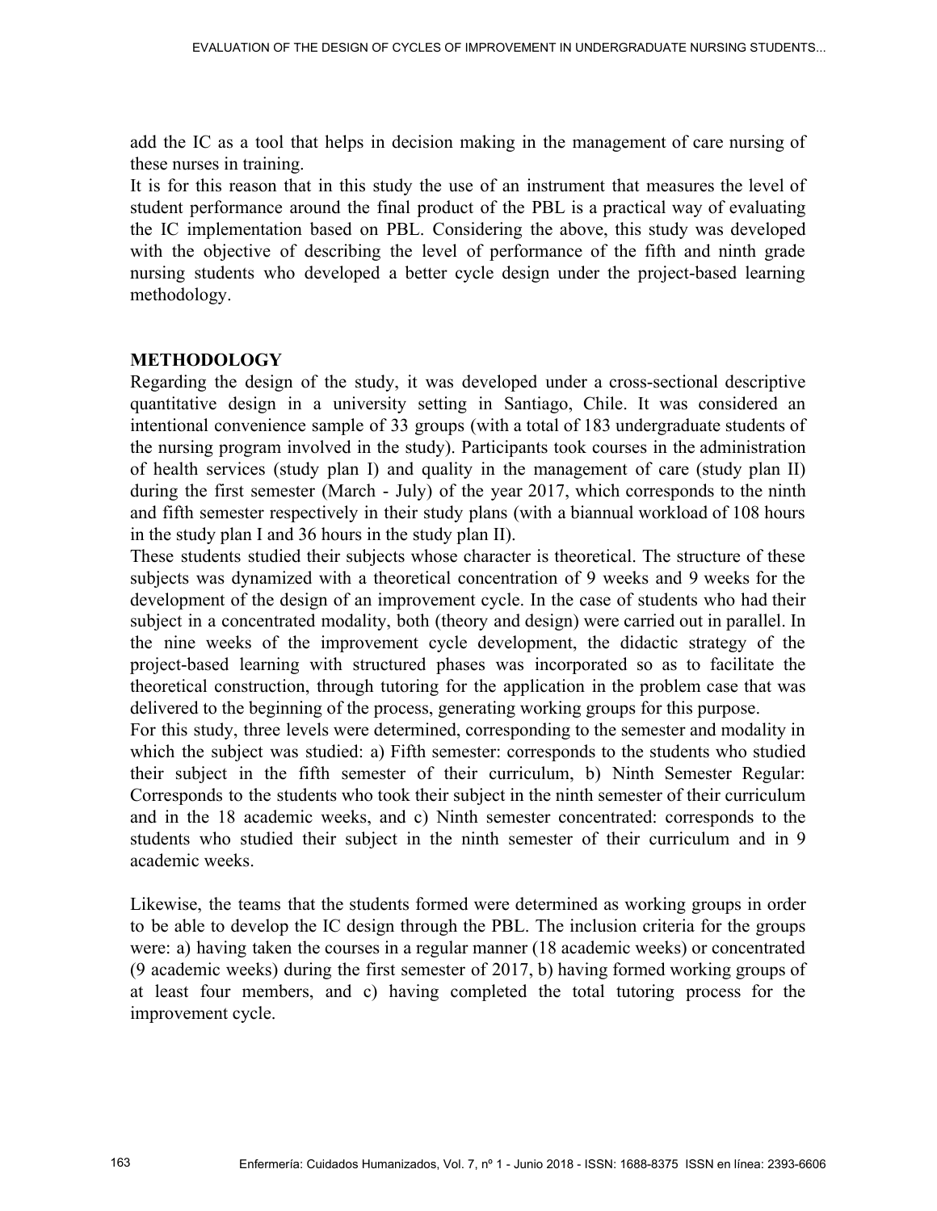add the IC as a tool that helps in decision making in the management of care nursing of these nurses in training.

It is for this reason that in this study the use of an instrument that measures the level of student performance around the final product of the PBL is a practical way of evaluating the IC implementation based on PBL. Considering the above, this study was developed with the objective of describing the level of performance of the fifth and ninth grade nursing students who developed a better cycle design under the project-based learning methodology.

## METHODOLOGY

Regarding the design of the study, it was developed under a cross-sectional descriptive quantitative design in a university setting in Santiago, Chile. It was considered an intentional convenience sample of 33 groups (with a total of 183 undergraduate students of the nursing program involved in the study). Participants took courses in the administration of health services (study plan I) and quality in the management of care (study plan II) during the first semester (March - July) of the year 2017, which corresponds to the ninth and fifth semester respectively in their study plans (with a biannual workload of 108 hours in the study plan I and 36 hours in the study plan II).

These students studied their subjects whose character is theoretical. The structure of these subjects was dynamized with a theoretical concentration of 9 weeks and 9 weeks for the development of the design of an improvement cycle. In the case of students who had their subject in a concentrated modality, both (theory and design) were carried out in parallel. In the nine weeks of the improvement cycle development, the didactic strategy of the project-based learning with structured phases was incorporated so as to facilitate the theoretical construction, through tutoring for the application in the problem case that was delivered to the beginning of the process, generating working groups for this purpose.

For this study, three levels were determined, corresponding to the semester and modality in which the subject was studied: a) Fifth semester: corresponds to the students who studied their subject in the fifth semester of their curriculum, b) Ninth Semester Regular: Corresponds to the students who took their subject in the ninth semester of their curriculum and in the 18 academic weeks, and c) Ninth semester concentrated: corresponds to the students who studied their subject in the ninth semester of their curriculum and in 9 academic weeks.

Likewise, the teams that the students formed were determined as working groups in order to be able to develop the IC design through the PBL. The inclusion criteria for the groups were: a) having taken the courses in a regular manner (18 academic weeks) or concentrated (9 academic weeks) during the first semester of 2017, b) having formed working groups of at least four members, and c) having completed the total tutoring process for the improvement cycle.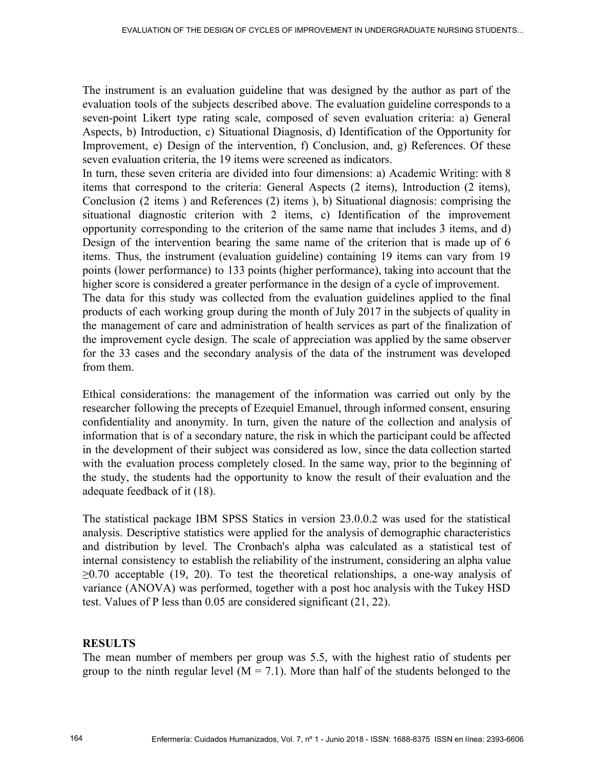The instrument is an evaluation guideline that was designed by the author as part of the evaluation tools of the subjects described above. The evaluation guideline corresponds to a seven-point Likert type rating scale, composed of seven evaluation criteria: a) General Aspects, b) Introduction, c) Situational Diagnosis, d) Identification of the Opportunity for Improvement, e) Design of the intervention, f) Conclusion, and, g) References. Of these seven evaluation criteria, the 19 items were screened as indicators.
In turn, these seven criteria are divided into four dimensions: a) Academic Writing: with 8 items that correspond to the criteria: General Aspects (2 items), Introduction (2 items), Conclusion (2 items ) and References (2) items ), b) Situational diagnosis: comprising the situational diagnostic criterion with 2 items, c) Identification of the improvement opportunity corresponding to the criterion of the same name that includes 3 items, and d) Design of the intervention bearing the same name of the criterion that is made up of 6 items. Thus, the instrument (evaluation guideline) containing 19 items can vary from 19 points (lower performance) to 133 points (higher performance), taking into account that the higher score is considered a greater performance in the design of a cycle of improvement.
The data for this study was collected from the evaluation guidelines applied to the final products of each working group during the month of July 2017 in the subjects of quality in the management of care and administration of health services as part of the finalization of the improvement cycle design. The scale of appreciation was applied by the same observer for the 33 cases and the secondary analysis of the data of the instrument was developed from them.

Ethical considerations: the management of the information was carried out only by the researcher following the precepts of Ezequiel Emanuel, through informed consent, ensuring confidentiality and anonymity. In turn, given the nature of the collection and analysis of information that is of a secondary nature, the risk in which the participant could be affected in the development of their subject was considered as low, since the data collection started with the evaluation process completely closed. In the same way, prior to the beginning of the study, the students had the opportunity to know the result of their evaluation and the adequate feedback of it (18).

The statistical package IBM SPSS Statics in version 23.0.0.2 was used for the statistical analysis. Descriptive statistics were applied for the analysis of demographic characteristics and distribution by level. The Cronbach's alpha was calculated as a statistical test of internal consistency to establish the reliability of the instrument, considering an alpha value $\geq 0.70$ acceptable (19, 20). To test the theoretical relationships, a one-way analysis of variance (ANOVA) was performed, together with a post hoc analysis with the Tukey HSD test. Values of P less than 0.05 are considered significant (21, 22).

## RESULTS

The mean number of members per group was 5.5, with the highest ratio of students per group to the ninth regular level ($M = 7.1$). More than half of the students belonged to the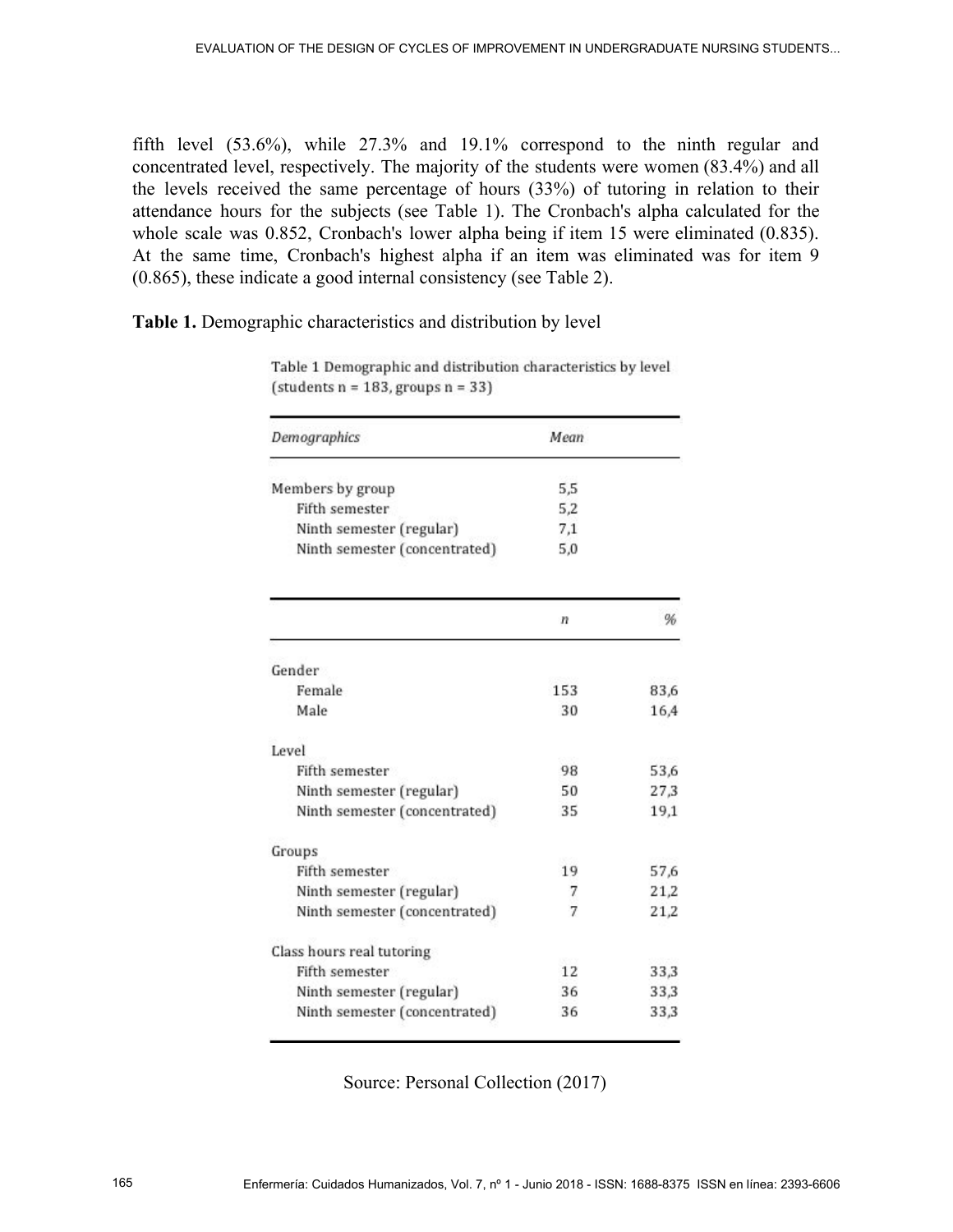fifth level (53.6%), while 27.3% and 19.1% correspond to the ninth regular and concentrated level, respectively. The majority of the students were women (83.4%) and all the levels received the same percentage of hours (33%) of tutoring in relation to their attendance hours for the subjects (see Table 1). The Cronbach's alpha calculated for the whole scale was 0.852, Cronbach's lower alpha being if item 15 were eliminated (0.835). At the same time, Cronbach's highest alpha if an item was eliminated was for item 9 (0.865), these indicate a good internal consistency (see Table 2).

**Table 1.** Demographic characteristics and distribution by level

Table 1 Demographic and distribution characteristics by level (students n = 183, groups n = 33)

| *Demographics* | *Mean* | |
|---|---|---|
| Members by group | 5,5 | |
| Fifth semester | 5,2 | |
| Ninth semester (regular) | 7,1 | |
| Ninth semester (concentrated) | 5,0 | |
| | *n* | *%* |
| Gender | | |
| Female | 153 | 83,6 |
| Male | 30 | 16,4 |
| Level | | |
| Fifth semester | 98 | 53,6 |
| Ninth semester (regular) | 50 | 27,3 |
| Ninth semester (concentrated) | 35 | 19,1 |
| Groups | | |
| Fifth semester | 19 | 57,6 |
| Ninth semester (regular) | 7 | 21,2 |
| Ninth semester (concentrated) | 7 | 21,2 |
| Class hours real tutoring | | |
| Fifth semester | 12 | 33,3 |
| Ninth semester (regular) | 36 | 33,3 |
| Ninth semester (concentrated) | 36 | 33,3 |

Source: Personal Collection (2017)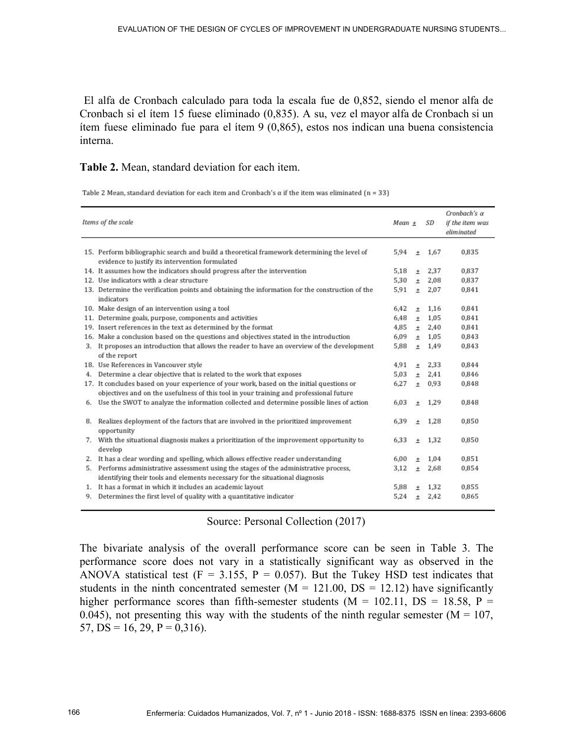El alfa de Cronbach calculado para toda la escala fue de 0,852, siendo el menor alfa de Cronbach si el ítem 15 fuese eliminado (0,835). A su, vez el mayor alfa de Cronbach si un ítem fuese eliminado fue para el ítem 9 (0,865), estos nos indican una buena consistencia interna.

**Table 2.** Mean, standard deviation for each item.

Table 2 Mean, standard deviation for each item and Cronbach's α if the item was eliminated (n = 33)

| *Items of the scale* | *Mean ±* | *SD* | *Cronbach's α if the item was eliminated* |
|---|---|---|---|
| 15. Perform bibliographic search and build a theoretical framework determining the level of evidence to justify its intervention formulated | 5,94 ± | 1,67 | 0,835 |
| 14. It assumes how the indicators should progress after the intervention | 5,18 ± | 2,37 | 0,837 |
| 12. Use indicators with a clear structure | 5,30 ± | 2,08 | 0,837 |
| 13. Determine the verification points and obtaining the information for the construction of the indicators | 5,91 ± | 2,07 | 0,841 |
| 10. Make design of an intervention using a tool | 6,42 ± | 1,16 | 0,841 |
| 11. Determine goals, purpose, components and activities | 6,48 ± | 1,05 | 0,841 |
| 19. Insert references in the text as determined by the format | 4,85 ± | 2,40 | 0,841 |
| 16. Make a conclusion based on the questions and objectives stated in the introduction | 6,09 ± | 1,05 | 0,843 |
| 3. It proposes an introduction that allows the reader to have an overview of the development of the report | 5,88 ± | 1,49 | 0,843 |
| 18. Use References in Vancouver style | 4,91 ± | 2,33 | 0,844 |
| 4. Determine a clear objective that is related to the work that exposes | 5,03 ± | 2,41 | 0,846 |
| 17. It concludes based on your experience of your work, based on the initial questions or objectives and on the usefulness of this tool in your training and professional future | 6,27 ± | 0,93 | 0,848 |
| 6. Use the SWOT to analyze the information collected and determine possible lines of action | 6,03 ± | 1,29 | 0,848 |
| 8. Realizes deployment of the factors that are involved in the prioritized improvement opportunity | 6,39 ± | 1,28 | 0,850 |
| 7. With the situational diagnosis makes a prioritization of the improvement opportunity to develop | 6,33 ± | 1,32 | 0,850 |
| 2. It has a clear wording and spelling, which allows effective reader understanding | 6,00 ± | 1,04 | 0,851 |
| 5. Performs administrative assessment using the stages of the administrative process, identifying their tools and elements necessary for the situational diagnosis | 3,12 ± | 2,68 | 0,854 |
| 1. It has a format in which it includes an academic layout | 5,88 ± | 1,32 | 0,855 |
| 9. Determines the first level of quality with a quantitative indicator | 5,24 ± | 2,42 | 0,865 |

Source: Personal Collection (2017)

The bivariate analysis of the overall performance score can be seen in Table 3. The performance score does not vary in a statistically significant way as observed in the ANOVA statistical test ($F = 3.155$, $P = 0.057$). But the Tukey HSD test indicates that students in the ninth concentrated semester ($M = 121.00$, $DS = 12.12$) have significantly higher performance scores than fifth-semester students ($M = 102.11$, $DS = 18.58$, $P = 0.045$), not presenting this way with the students of the ninth regular semester (M = 107, 57, DS = 16, 29, P = 0,316).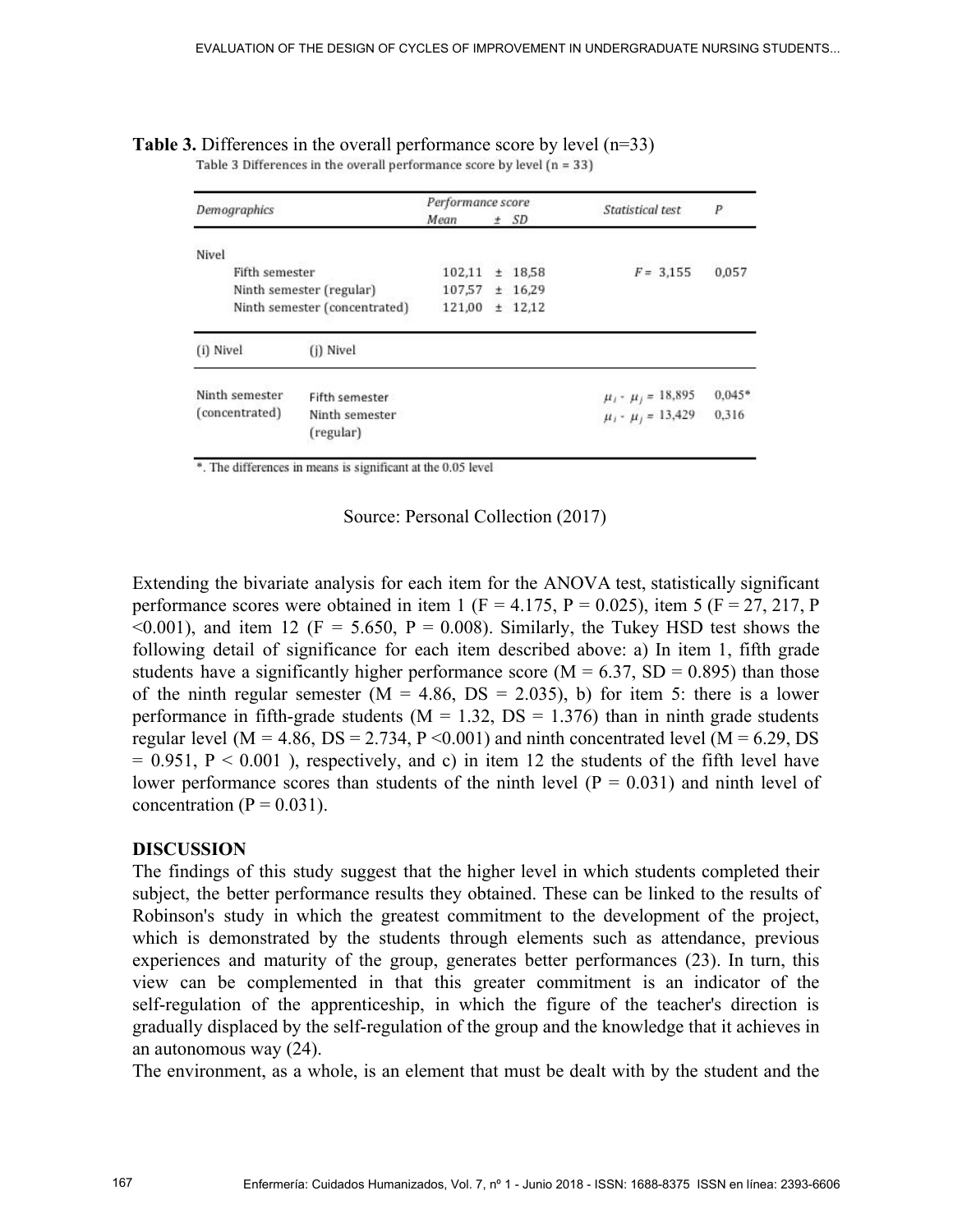**Table 3.** Differences in the overall performance score by level (n=33)

Table 3 Differences in the overall performance score by level (n = 33)

| Demographics | | Performance score Mean ± SD | Statistical test | P |
|---|---|---|---|---|
| Nivel | | | | |
| Fifth semester | | 102,11 ± 18,58 | $F$ = 3,155 | 0,057 |
| Ninth semester (regular) | | 107,57 ± 16,29 | | |
| Ninth semester (concentrated) | | 121,00 ± 12,12 | | |
| (i) Nivel | (j) Nivel | | | |
| Ninth semester (concentrated) | Fifth semester | | $\mu_i - \mu_j$ = 18,895 | 0,045* |
| | Ninth semester (regular) | | $\mu_i - \mu_j$ = 13,429 | 0,316 |

*. The differences in means is significant at the 0.05 level

Source: Personal Collection (2017)

Extending the bivariate analysis for each item for the ANOVA test, statistically significant performance scores were obtained in item 1 ($F = 4.175$, $P = 0.025$), item 5 ($F = 27, 217$, $P < 0.001$), and item 12 ($F = 5.650$, $P = 0.008$). Similarly, the Tukey HSD test shows the following detail of significance for each item described above: a) In item 1, fifth grade students have a significantly higher performance score ($M = 6.37$, $SD = 0.895$) than those of the ninth regular semester ($M = 4.86$, $DS = 2.035$), b) for item 5: there is a lower performance in fifth-grade students ($M = 1.32$, $DS = 1.376$) than in ninth grade students regular level ($M = 4.86$, $DS = 2.734$, $P < 0.001$) and ninth concentrated level ($M = 6.29$, $DS = 0.951$, $P < 0.001$ ), respectively, and c) in item 12 the students of the fifth level have lower performance scores than students of the ninth level ($P = 0.031$) and ninth level of concentration ($P = 0.031$).

**DISCUSSION**

The findings of this study suggest that the higher level in which students completed their subject, the better performance results they obtained. These can be linked to the results of Robinson's study in which the greatest commitment to the development of the project, which is demonstrated by the students through elements such as attendance, previous experiences and maturity of the group, generates better performances (23). In turn, this view can be complemented in that this greater commitment is an indicator of the self-regulation of the apprenticeship, in which the figure of the teacher's direction is gradually displaced by the self-regulation of the group and the knowledge that it achieves in an autonomous way (24).

The environment, as a whole, is an element that must be dealt with by the student and the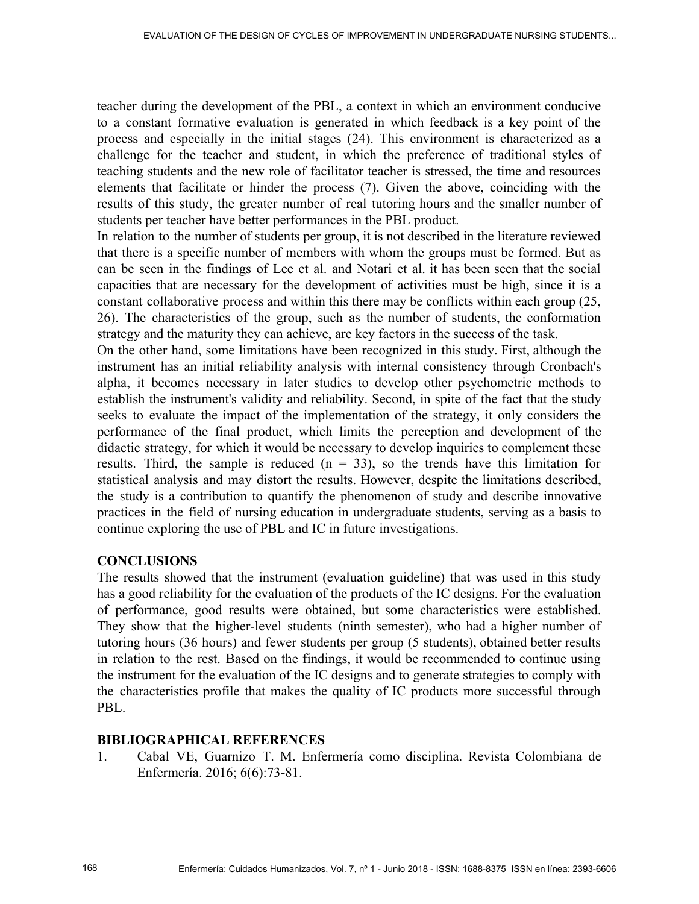teacher during the development of the PBL, a context in which an environment conducive to a constant formative evaluation is generated in which feedback is a key point of the process and especially in the initial stages (24). This environment is characterized as a challenge for the teacher and student, in which the preference of traditional styles of teaching students and the new role of facilitator teacher is stressed, the time and resources elements that facilitate or hinder the process (7). Given the above, coinciding with the results of this study, the greater number of real tutoring hours and the smaller number of students per teacher have better performances in the PBL product.

In relation to the number of students per group, it is not described in the literature reviewed that there is a specific number of members with whom the groups must be formed. But as can be seen in the findings of Lee et al. and Notari et al. it has been seen that the social capacities that are necessary for the development of activities must be high, since it is a constant collaborative process and within this there may be conflicts within each group (25, 26). The characteristics of the group, such as the number of students, the conformation strategy and the maturity they can achieve, are key factors in the success of the task.

On the other hand, some limitations have been recognized in this study. First, although the instrument has an initial reliability analysis with internal consistency through Cronbach's alpha, it becomes necessary in later studies to develop other psychometric methods to establish the instrument's validity and reliability. Second, in spite of the fact that the study seeks to evaluate the impact of the implementation of the strategy, it only considers the performance of the final product, which limits the perception and development of the didactic strategy, for which it would be necessary to develop inquiries to complement these results. Third, the sample is reduced (n = 33), so the trends have this limitation for statistical analysis and may distort the results. However, despite the limitations described, the study is a contribution to quantify the phenomenon of study and describe innovative practices in the field of nursing education in undergraduate students, serving as a basis to continue exploring the use of PBL and IC in future investigations.

## CONCLUSIONS

The results showed that the instrument (evaluation guideline) that was used in this study has a good reliability for the evaluation of the products of the IC designs. For the evaluation of performance, good results were obtained, but some characteristics were established. They show that the higher-level students (ninth semester), who had a higher number of tutoring hours (36 hours) and fewer students per group (5 students), obtained better results in relation to the rest. Based on the findings, it would be recommended to continue using the instrument for the evaluation of the IC designs and to generate strategies to comply with the characteristics profile that makes the quality of IC products more successful through PBL.

## BIBLIOGRAPHICAL REFERENCES

1. Cabal VE, Guarnizo T. M. Enfermería como disciplina. Revista Colombiana de Enfermería. 2016; 6(6):73-81.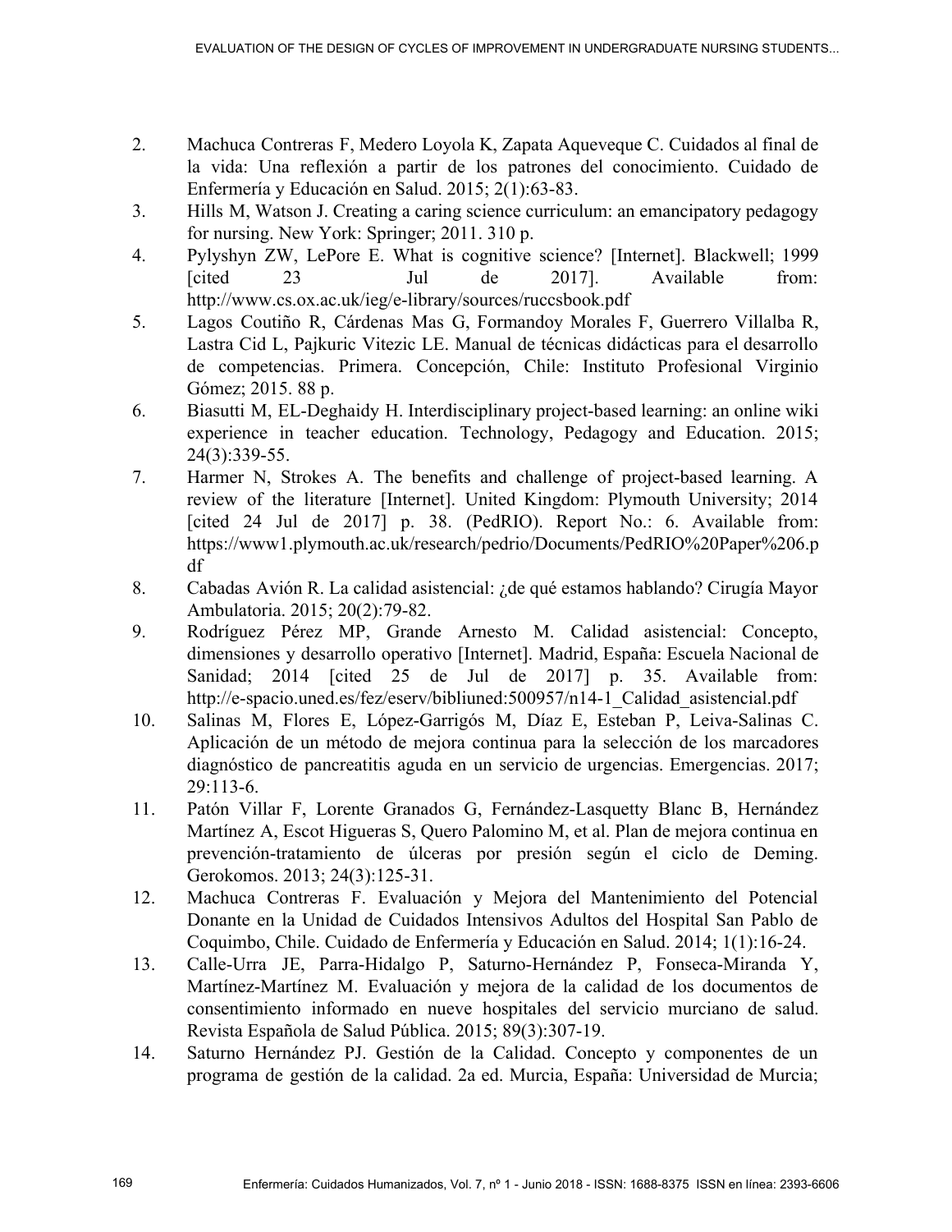2. Machuca Contreras F, Medero Loyola K, Zapata Aqueveque C. Cuidados al final de la vida: Una reflexión a partir de los patrones del conocimiento. Cuidado de Enfermería y Educación en Salud. 2015; 2(1):63-83.
3. Hills M, Watson J. Creating a caring science curriculum: an emancipatory pedagogy for nursing. New York: Springer; 2011. 310 p.
4. Pylyshyn ZW, LePore E. What is cognitive science? [Internet]. Blackwell; 1999 [cited 23 Jul de 2017]. Available from: http://www.cs.ox.ac.uk/ieg/e-library/sources/ruccsbook.pdf
5. Lagos Coutiño R, Cárdenas Mas G, Formandoy Morales F, Guerrero Villalba R, Lastra Cid L, Pajkuric Vitezic LE. Manual de técnicas didácticas para el desarrollo de competencias. Primera. Concepción, Chile: Instituto Profesional Virginio Gómez; 2015. 88 p.
6. Biasutti M, EL-Deghaidy H. Interdisciplinary project-based learning: an online wiki experience in teacher education. Technology, Pedagogy and Education. 2015; 24(3):339-55.
7. Harmer N, Strokes A. The benefits and challenge of project-based learning. A review of the literature [Internet]. United Kingdom: Plymouth University; 2014 [cited 24 Jul de 2017] p. 38. (PedRIO). Report No.: 6. Available from: https://www1.plymouth.ac.uk/research/pedrio/Documents/PedRIO%20Paper%206.pdf
8. Cabadas Avión R. La calidad asistencial: ¿de qué estamos hablando? Cirugía Mayor Ambulatoria. 2015; 20(2):79-82.
9. Rodríguez Pérez MP, Grande Arnesto M. Calidad asistencial: Concepto, dimensiones y desarrollo operativo [Internet]. Madrid, España: Escuela Nacional de Sanidad; 2014 [cited 25 de Jul de 2017] p. 35. Available from: http://e-spacio.uned.es/fez/eserv/bibliuned:500957/n14-1_Calidad_asistencial.pdf
10. Salinas M, Flores E, López-Garrigós M, Díaz E, Esteban P, Leiva-Salinas C. Aplicación de un método de mejora continua para la selección de los marcadores diagnóstico de pancreatitis aguda en un servicio de urgencias. Emergencias. 2017; 29:113-6.
11. Patón Villar F, Lorente Granados G, Fernández-Lasquetty Blanc B, Hernández Martínez A, Escot Higueras S, Quero Palomino M, et al. Plan de mejora continua en prevención-tratamiento de úlceras por presión según el ciclo de Deming. Gerokomos. 2013; 24(3):125-31.
12. Machuca Contreras F. Evaluación y Mejora del Mantenimiento del Potencial Donante en la Unidad de Cuidados Intensivos Adultos del Hospital San Pablo de Coquimbo, Chile. Cuidado de Enfermería y Educación en Salud. 2014; 1(1):16-24.
13. Calle-Urra JE, Parra-Hidalgo P, Saturno-Hernández P, Fonseca-Miranda Y, Martínez-Martínez M. Evaluación y mejora de la calidad de los documentos de consentimiento informado en nueve hospitales del servicio murciano de salud. Revista Española de Salud Pública. 2015; 89(3):307-19.
14. Saturno Hernández PJ. Gestión de la Calidad. Concepto y componentes de un programa de gestión de la calidad. 2a ed. Murcia, España: Universidad de Murcia;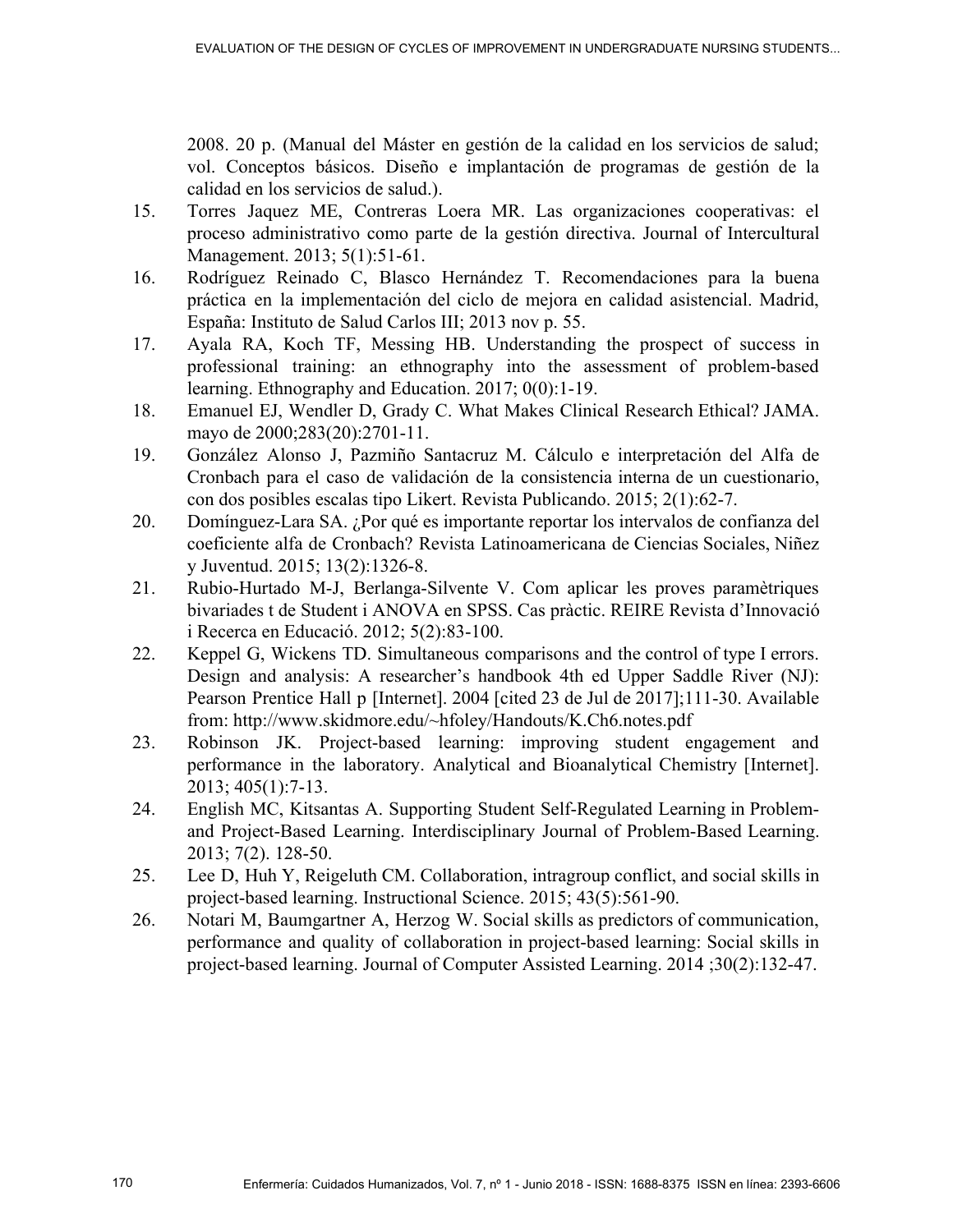2008. 20 p. (Manual del Máster en gestión de la calidad en los servicios de salud; vol. Conceptos básicos. Diseño e implantación de programas de gestión de la calidad en los servicios de salud.).

15. Torres Jaquez ME, Contreras Loera MR. Las organizaciones cooperativas: el proceso administrativo como parte de la gestión directiva. Journal of Intercultural Management. 2013; 5(1):51-61.
16. Rodríguez Reinado C, Blasco Hernández T. Recomendaciones para la buena práctica en la implementación del ciclo de mejora en calidad asistencial. Madrid, España: Instituto de Salud Carlos III; 2013 nov p. 55.
17. Ayala RA, Koch TF, Messing HB. Understanding the prospect of success in professional training: an ethnography into the assessment of problem-based learning. Ethnography and Education. 2017; 0(0):1-19.
18. Emanuel EJ, Wendler D, Grady C. What Makes Clinical Research Ethical? JAMA. mayo de 2000;283(20):2701-11.
19. González Alonso J, Pazmiño Santacruz M. Cálculo e interpretación del Alfa de Cronbach para el caso de validación de la consistencia interna de un cuestionario, con dos posibles escalas tipo Likert. Revista Publicando. 2015; 2(1):62-7.
20. Domínguez-Lara SA. ¿Por qué es importante reportar los intervalos de confianza del coeficiente alfa de Cronbach? Revista Latinoamericana de Ciencias Sociales, Niñez y Juventud. 2015; 13(2):1326-8.
21. Rubio-Hurtado M-J, Berlanga-Silvente V. Com aplicar les proves paramètriques bivariades t de Student i ANOVA en SPSS. Cas pràctic. REIRE Revista d'Innovació i Recerca en Educació. 2012; 5(2):83-100.
22. Keppel G, Wickens TD. Simultaneous comparisons and the control of type I errors. Design and analysis: A researcher's handbook 4th ed Upper Saddle River (NJ): Pearson Prentice Hall p [Internet]. 2004 [cited 23 de Jul de 2017];111-30. Available from: http://www.skidmore.edu/~hfoley/Handouts/K.Ch6.notes.pdf
23. Robinson JK. Project-based learning: improving student engagement and performance in the laboratory. Analytical and Bioanalytical Chemistry [Internet]. 2013; 405(1):7-13.
24. English MC, Kitsantas A. Supporting Student Self-Regulated Learning in Problem- and Project-Based Learning. Interdisciplinary Journal of Problem-Based Learning. 2013; 7(2). 128-50.
25. Lee D, Huh Y, Reigeluth CM. Collaboration, intragroup conflict, and social skills in project-based learning. Instructional Science. 2015; 43(5):561-90.
26. Notari M, Baumgartner A, Herzog W. Social skills as predictors of communication, performance and quality of collaboration in project-based learning: Social skills in project-based learning. Journal of Computer Assisted Learning. 2014 ;30(2):132-47.